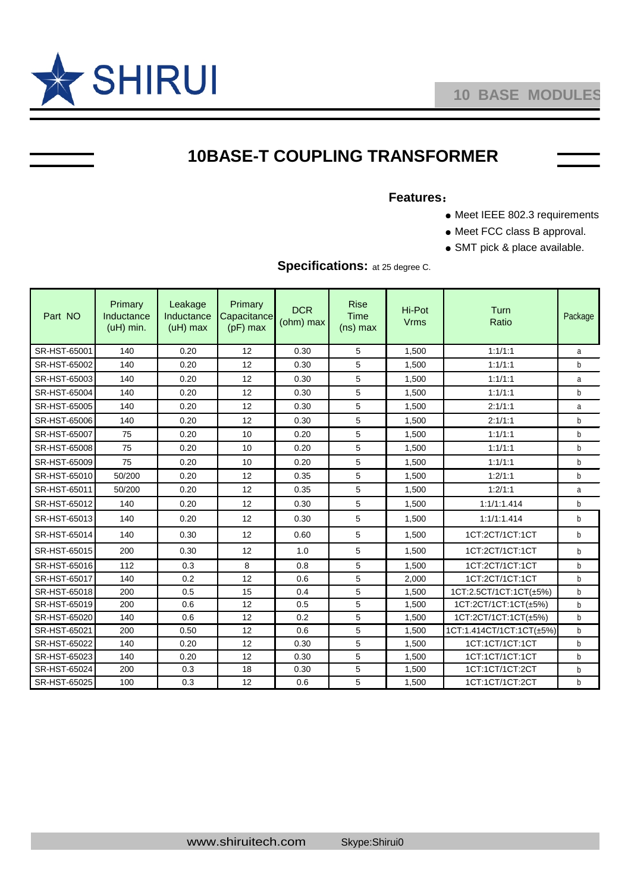SHIRUI

10 BASE MODULES

# 10BASE-T COUPLING TRANSFORMER

**Features：**

- Meet IEEE 802.3 requirements
- Meet FCC class B approval.
- SMT pick & place available.

**Specifications:** at 25 degree C.

| Part NO | Primary Inductance (uH) min. | Leakage Inductance (uH) max | Primary Capacitance (pF) max | DCR (ohm) max | Rise Time (ns) max | Hi-Pot Vrms | Turn Ratio | Package |
|---|---|---|---|---|---|---|---|---|
| SR-HST-65001 | 140 | 0.20 | 12 | 0.30 | 5 | 1,500 | 1:1/1:1 | a |
| SR-HST-65002 | 140 | 0.20 | 12 | 0.30 | 5 | 1,500 | 1:1/1:1 | b |
| SR-HST-65003 | 140 | 0.20 | 12 | 0.30 | 5 | 1,500 | 1:1/1:1 | a |
| SR-HST-65004 | 140 | 0.20 | 12 | 0.30 | 5 | 1,500 | 1:1/1:1 | b |
| SR-HST-65005 | 140 | 0.20 | 12 | 0.30 | 5 | 1,500 | 2:1/1:1 | a |
| SR-HST-65006 | 140 | 0.20 | 12 | 0.30 | 5 | 1,500 | 2:1/1:1 | b |
| SR-HST-65007 | 75 | 0.20 | 10 | 0.20 | 5 | 1,500 | 1:1/1:1 | b |
| SR-HST-65008 | 75 | 0.20 | 10 | 0.20 | 5 | 1,500 | 1:1/1:1 | b |
| SR-HST-65009 | 75 | 0.20 | 10 | 0.20 | 5 | 1,500 | 1:1/1:1 | b |
| SR-HST-65010 | 50/200 | 0.20 | 12 | 0.35 | 5 | 1,500 | 1:2/1:1 | b |
| SR-HST-65011 | 50/200 | 0.20 | 12 | 0.35 | 5 | 1,500 | 1:2/1:1 | a |
| SR-HST-65012 | 140 | 0.20 | 12 | 0.30 | 5 | 1,500 | 1:1/1:1.414 | b |
| SR-HST-65013 | 140 | 0.20 | 12 | 0.30 | 5 | 1,500 | 1:1/1:1.414 | b |
| SR-HST-65014 | 140 | 0.30 | 12 | 0.60 | 5 | 1,500 | 1CT:2CT/1CT:1CT | b |
| SR-HST-65015 | 200 | 0.30 | 12 | 1.0 | 5 | 1,500 | 1CT:2CT/1CT:1CT | b |
| SR-HST-65016 | 112 | 0.3 | 8 | 0.8 | 5 | 1,500 | 1CT:2CT/1CT:1CT | b |
| SR-HST-65017 | 140 | 0.2 | 12 | 0.6 | 5 | 2,000 | 1CT:2CT/1CT:1CT | b |
| SR-HST-65018 | 200 | 0.5 | 15 | 0.4 | 5 | 1,500 | 1CT:2.5CT/1CT:1CT(±5%) | b |
| SR-HST-65019 | 200 | 0.6 | 12 | 0.5 | 5 | 1,500 | 1CT:2CT/1CT:1CT(±5%) | b |
| SR-HST-65020 | 140 | 0.6 | 12 | 0.2 | 5 | 1,500 | 1CT:2CT/1CT:1CT(±5%) | b |
| SR-HST-65021 | 200 | 0.50 | 12 | 0.6 | 5 | 1,500 | 1CT:1.414CT/1CT:1CT(±5%) | b |
| SR-HST-65022 | 140 | 0.20 | 12 | 0.30 | 5 | 1,500 | 1CT:1CT/1CT:1CT | b |
| SR-HST-65023 | 140 | 0.20 | 12 | 0.30 | 5 | 1,500 | 1CT:1CT/1CT:1CT | b |
| SR-HST-65024 | 200 | 0.3 | 18 | 0.30 | 5 | 1,500 | 1CT:1CT/1CT:2CT | b |
| SR-HST-65025 | 100 | 0.3 | 12 | 0.6 | 5 | 1,500 | 1CT:1CT/1CT:2CT | b |

www.shiruitech.com Skype:Shirui0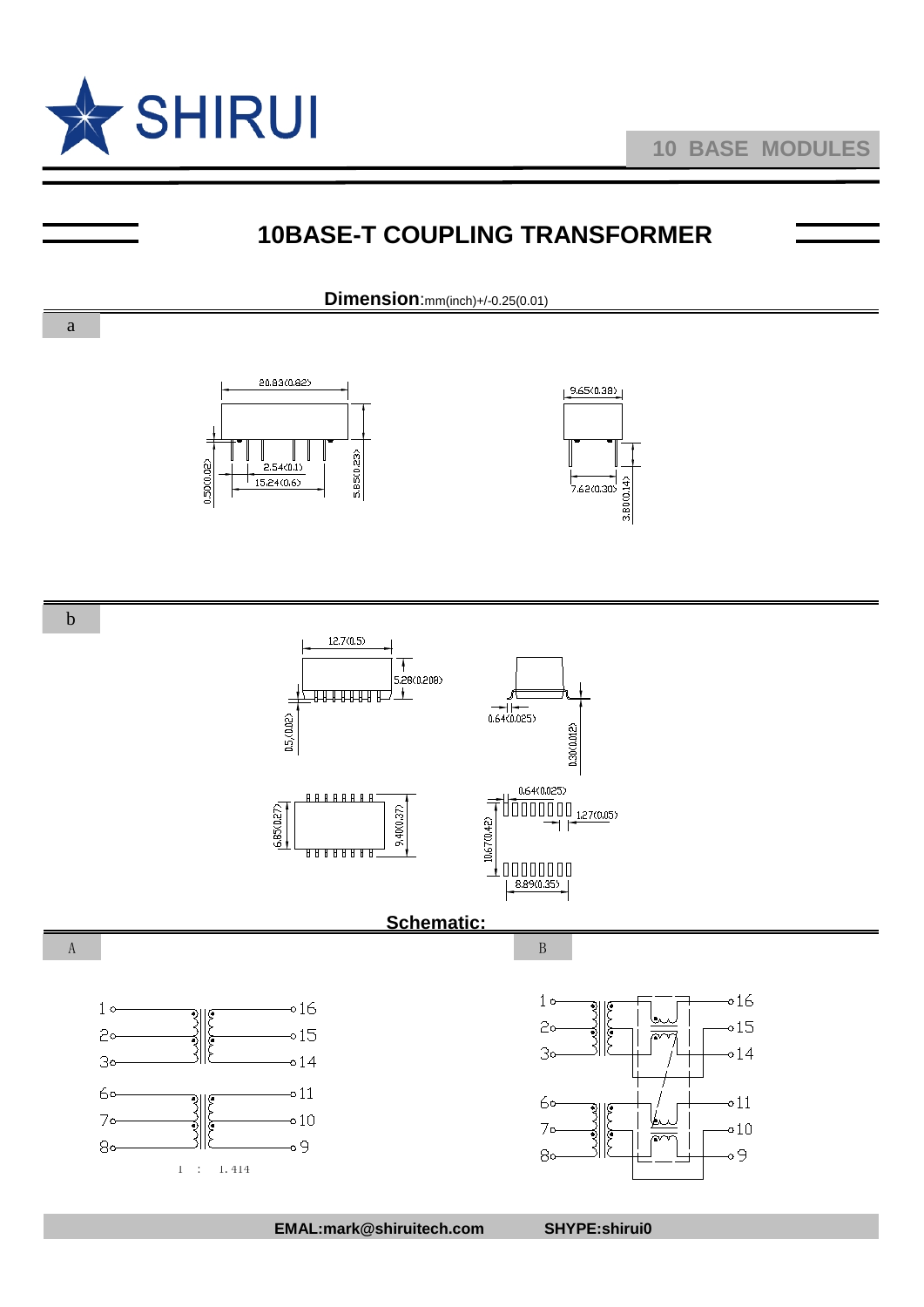# 10BASE-T COUPLING TRANSFORMER

**Dimension**:mm(inch)+/-0.25(0.01)

a

20.83(0.82)

0.50(0.02)

2.54(0.1)

15.24(0.6)

5.85(0.23)

9.65(0.38)

7.62(0.30)

3.80(0.14)

b

12.7(0.5)

5.28(0.208)

0.5(0.02)

0.64(0.025)

0.30(0.012)

6.85(0.27)

9.40(0.37)

0.64(0.025)

1.27(0.05)

10.67(0.42)

8.89(0.35)

**Schematic:**

A

1 16
2 15
3 14
6 11
7 10
8 9

1 : 1.414

B

1 16
2 15
3 14
6 11
7 10
8 9

**EMAL:mark@shiruitech.com** **SHYPE:shirui0**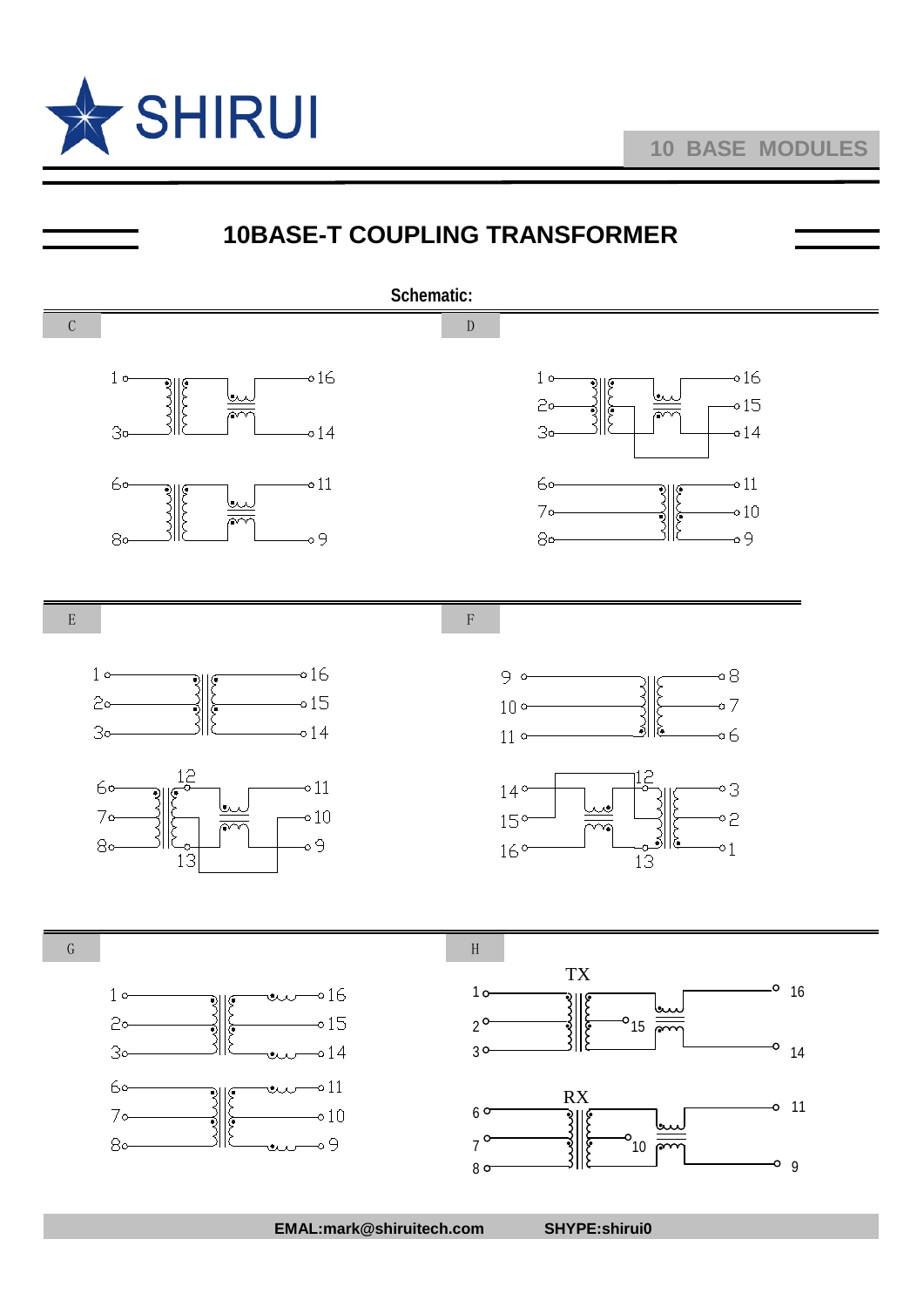# 10BASE-T COUPLING TRANSFORMER

**Schematic:**

C

1 16
3 14
6 11
8 9

D

1 16
2 15
3 14
6 11
7 10
8 9

E

1 16
2 15
3 14
12
6 11
7 10
8 9
13

F

9 8
10 7
11 6
14 12 3
15 2
16 13 1

G

1 16
2 15
3 14
6 11
7 10
8 9

H

TX
1 16
2 15
3 14

RX
6 11
7 10
8 9

**EMAL:mark@shiruitech.com** **SHYPE:shirui0**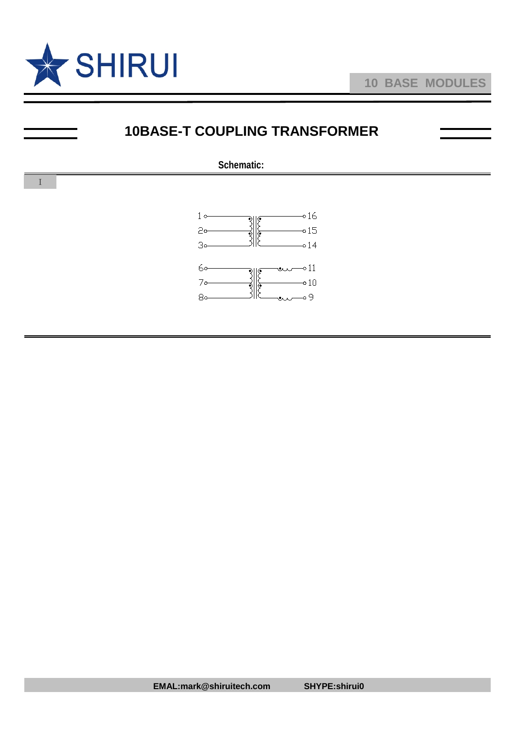# 10BASE-T COUPLING TRANSFORMER

**Schematic:**

I

1
2
3
16
15
14
6
7
8
11
10
9

**EMAL:mark@shiruitech.com** **SHYPE:shirui0**